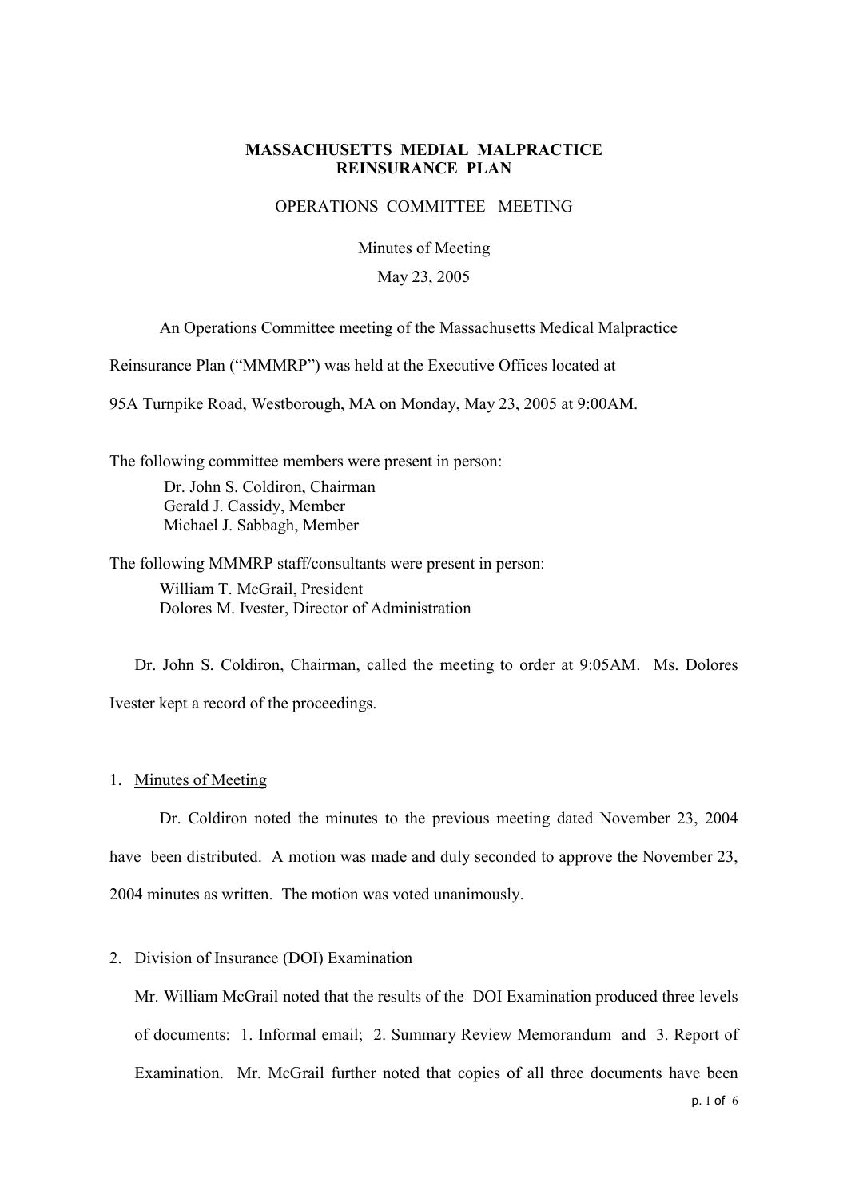**MASSACHUSETTS MEDIAL MALPRACTICE REINSURANCE PLAN**

OPERATIONS COMMITTEE MEETING

Minutes of Meeting

May 23, 2005

An Operations Committee meeting of the Massachusetts Medical Malpractice Reinsurance Plan ("MMMRP") was held at the Executive Offices located at 95A Turnpike Road, Westborough, MA on Monday, May 23, 2005 at 9:00AM.

The following committee members were present in person:

Dr. John S. Coldiron, Chairman
Gerald J. Cassidy, Member
Michael J. Sabbagh, Member

The following MMMRP staff/consultants were present in person:

William T. McGrail, President
Dolores M. Ivester, Director of Administration

Dr. John S. Coldiron, Chairman, called the meeting to order at 9:05AM. Ms. Dolores Ivester kept a record of the proceedings.

1. Minutes of Meeting

Dr. Coldiron noted the minutes to the previous meeting dated November 23, 2004 have been distributed. A motion was made and duly seconded to approve the November 23, 2004 minutes as written. The motion was voted unanimously.

2. Division of Insurance (DOI) Examination

Mr. William McGrail noted that the results of the DOI Examination produced three levels of documents: 1. Informal email; 2. Summary Review Memorandum and 3. Report of Examination. Mr. McGrail further noted that copies of all three documents have been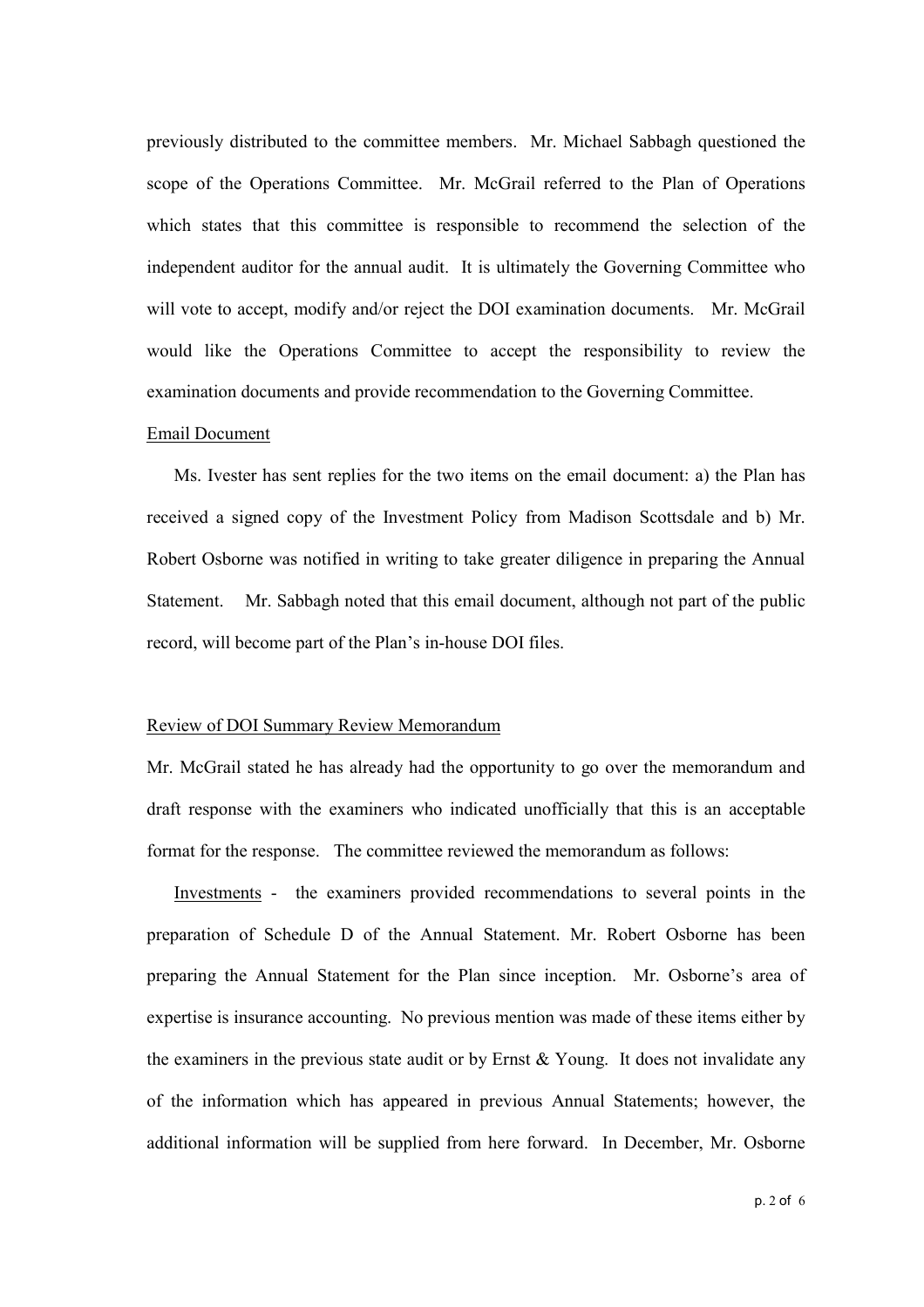previously distributed to the committee members. Mr. Michael Sabbagh questioned the scope of the Operations Committee. Mr. McGrail referred to the Plan of Operations which states that this committee is responsible to recommend the selection of the independent auditor for the annual audit. It is ultimately the Governing Committee who will vote to accept, modify and/or reject the DOI examination documents. Mr. McGrail would like the Operations Committee to accept the responsibility to review the examination documents and provide recommendation to the Governing Committee.

Email Document

Ms. Ivester has sent replies for the two items on the email document: a) the Plan has received a signed copy of the Investment Policy from Madison Scottsdale and b) Mr. Robert Osborne was notified in writing to take greater diligence in preparing the Annual Statement. Mr. Sabbagh noted that this email document, although not part of the public record, will become part of the Plan's in-house DOI files.

Review of DOI Summary Review Memorandum

Mr. McGrail stated he has already had the opportunity to go over the memorandum and draft response with the examiners who indicated unofficially that this is an acceptable format for the response. The committee reviewed the memorandum as follows:

Investments - the examiners provided recommendations to several points in the preparation of Schedule D of the Annual Statement. Mr. Robert Osborne has been preparing the Annual Statement for the Plan since inception. Mr. Osborne's area of expertise is insurance accounting. No previous mention was made of these items either by the examiners in the previous state audit or by Ernst & Young. It does not invalidate any of the information which has appeared in previous Annual Statements; however, the additional information will be supplied from here forward. In December, Mr. Osborne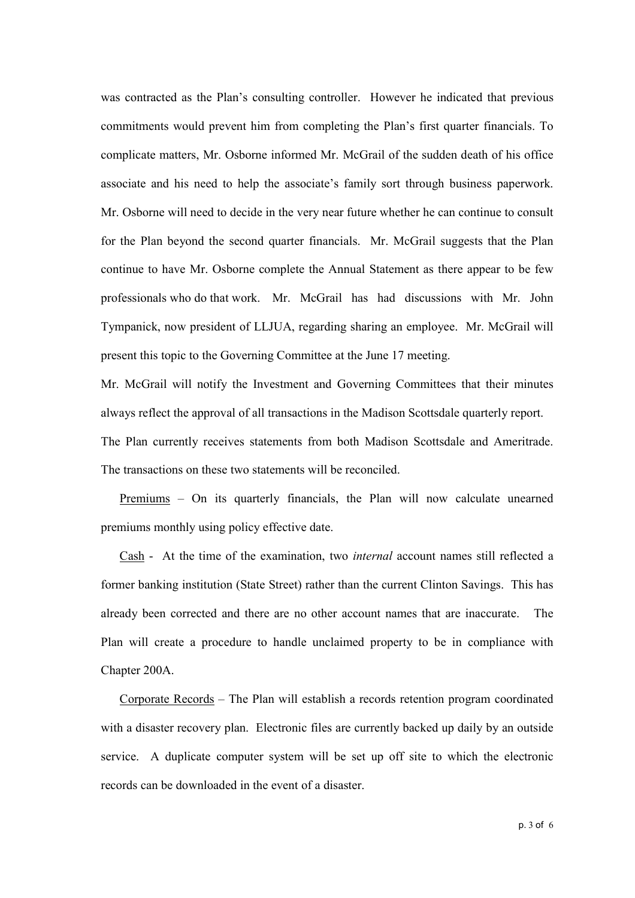was contracted as the Plan's consulting controller. However he indicated that previous commitments would prevent him from completing the Plan's first quarter financials. To complicate matters, Mr. Osborne informed Mr. McGrail of the sudden death of his office associate and his need to help the associate's family sort through business paperwork. Mr. Osborne will need to decide in the very near future whether he can continue to consult for the Plan beyond the second quarter financials. Mr. McGrail suggests that the Plan continue to have Mr. Osborne complete the Annual Statement as there appear to be few professionals who do that work. Mr. McGrail has had discussions with Mr. John Tympanick, now president of LLJUA, regarding sharing an employee. Mr. McGrail will present this topic to the Governing Committee at the June 17 meeting.

Mr. McGrail will notify the Investment and Governing Committees that their minutes always reflect the approval of all transactions in the Madison Scottsdale quarterly report.

The Plan currently receives statements from both Madison Scottsdale and Ameritrade. The transactions on these two statements will be reconciled.

<u>Premiums</u> – On its quarterly financials, the Plan will now calculate unearned premiums monthly using policy effective date.

<u>Cash</u> - At the time of the examination, two *internal* account names still reflected a former banking institution (State Street) rather than the current Clinton Savings. This has already been corrected and there are no other account names that are inaccurate. The Plan will create a procedure to handle unclaimed property to be in compliance with Chapter 200A.

<u>Corporate Records</u> – The Plan will establish a records retention program coordinated with a disaster recovery plan. Electronic files are currently backed up daily by an outside service. A duplicate computer system will be set up off site to which the electronic records can be downloaded in the event of a disaster.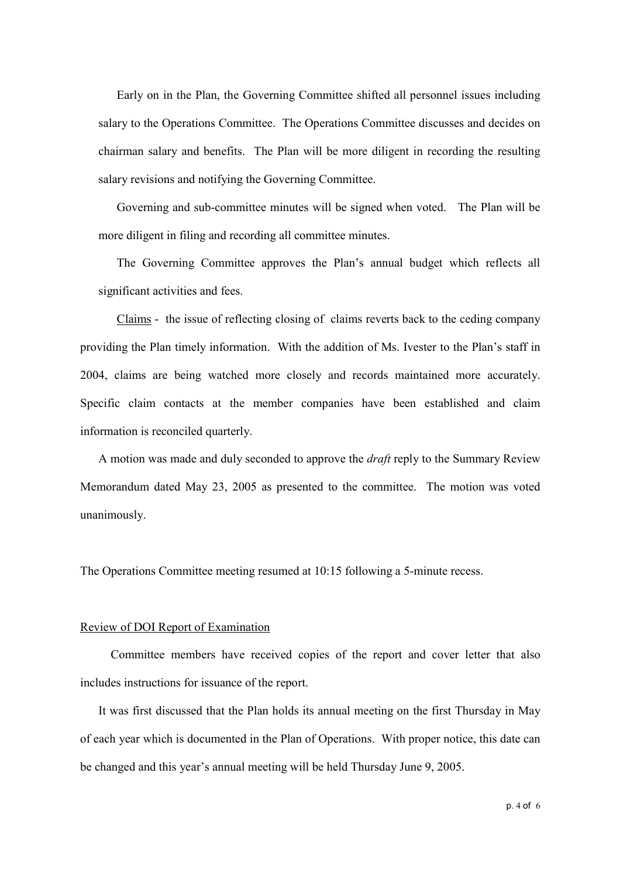Early on in the Plan, the Governing Committee shifted all personnel issues including salary to the Operations Committee. The Operations Committee discusses and decides on chairman salary and benefits. The Plan will be more diligent in recording the resulting salary revisions and notifying the Governing Committee.

Governing and sub-committee minutes will be signed when voted. The Plan will be more diligent in filing and recording all committee minutes.

The Governing Committee approves the Plan's annual budget which reflects all significant activities and fees.

<u>Claims</u> - the issue of reflecting closing of claims reverts back to the ceding company providing the Plan timely information. With the addition of Ms. Ivester to the Plan's staff in 2004, claims are being watched more closely and records maintained more accurately. Specific claim contacts at the member companies have been established and claim information is reconciled quarterly.

A motion was made and duly seconded to approve the *draft* reply to the Summary Review Memorandum dated May 23, 2005 as presented to the committee. The motion was voted unanimously.

The Operations Committee meeting resumed at 10:15 following a 5-minute recess.

<u>Review of DOI Report of Examination</u>

Committee members have received copies of the report and cover letter that also includes instructions for issuance of the report.

It was first discussed that the Plan holds its annual meeting on the first Thursday in May of each year which is documented in the Plan of Operations. With proper notice, this date can be changed and this year's annual meeting will be held Thursday June 9, 2005.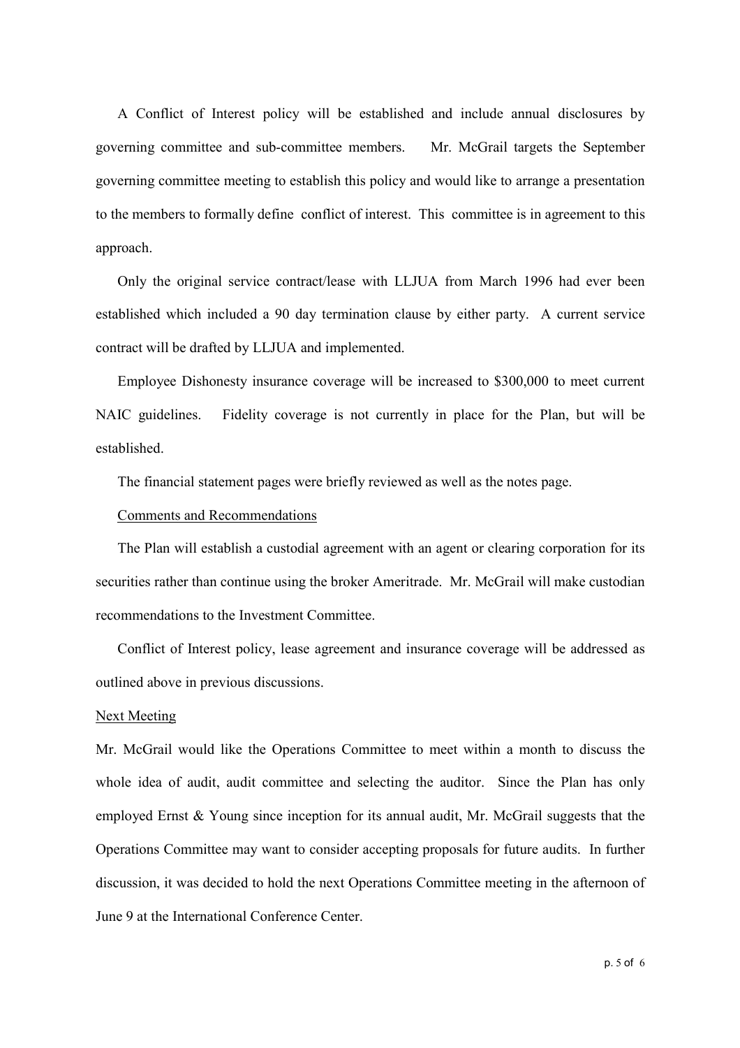A Conflict of Interest policy will be established and include annual disclosures by governing committee and sub-committee members. Mr. McGrail targets the September governing committee meeting to establish this policy and would like to arrange a presentation to the members to formally define conflict of interest. This committee is in agreement to this approach.

Only the original service contract/lease with LLJUA from March 1996 had ever been established which included a 90 day termination clause by either party. A current service contract will be drafted by LLJUA and implemented.

Employee Dishonesty insurance coverage will be increased to $300,000 to meet current NAIC guidelines. Fidelity coverage is not currently in place for the Plan, but will be established.

The financial statement pages were briefly reviewed as well as the notes page.

<u>Comments and Recommendations</u>

The Plan will establish a custodial agreement with an agent or clearing corporation for its securities rather than continue using the broker Ameritrade. Mr. McGrail will make custodian recommendations to the Investment Committee.

Conflict of Interest policy, lease agreement and insurance coverage will be addressed as outlined above in previous discussions.

<u>Next Meeting</u>

Mr. McGrail would like the Operations Committee to meet within a month to discuss the whole idea of audit, audit committee and selecting the auditor. Since the Plan has only employed Ernst & Young since inception for its annual audit, Mr. McGrail suggests that the Operations Committee may want to consider accepting proposals for future audits. In further discussion, it was decided to hold the next Operations Committee meeting in the afternoon of June 9 at the International Conference Center.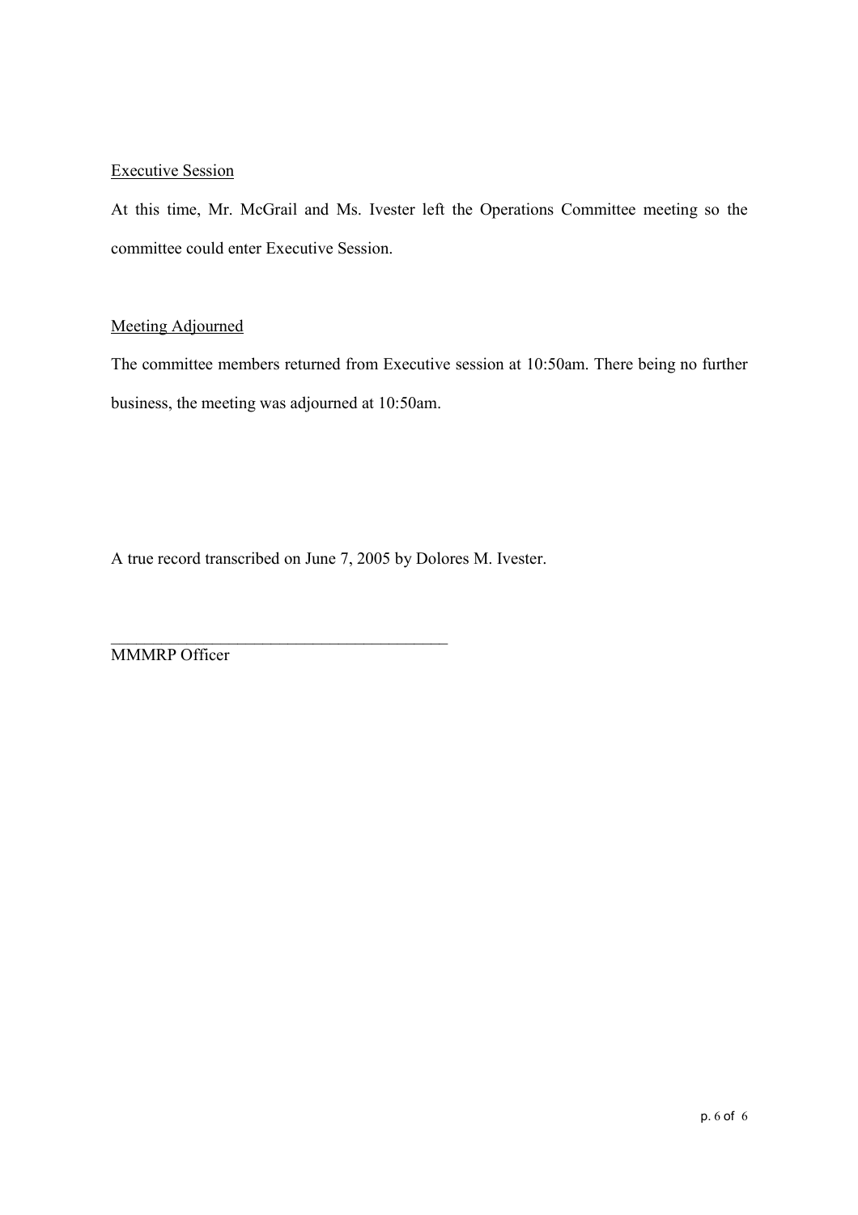Executive Session

At this time, Mr. McGrail and Ms. Ivester left the Operations Committee meeting so the committee could enter Executive Session.

Meeting Adjourned

The committee members returned from Executive session at 10:50am. There being no further business, the meeting was adjourned at 10:50am.

A true record transcribed on June 7, 2005 by Dolores M. Ivester.

\_\_\_\_\_\_\_\_\_\_\_\_\_\_\_\_\_\_\_\_\_\_\_\_\_\_\_\_\_\_\_\_\_\_\_\_\_\_\_\_

MMMRP Officer